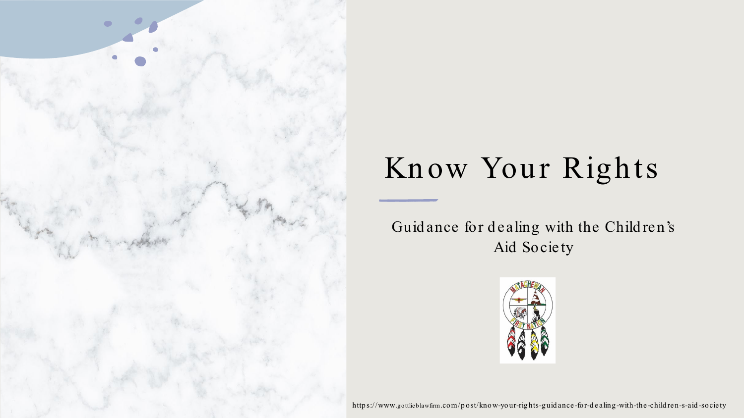# Know Your Rights

Guidance for dealing with the Children's Aid Society

https://www.gottlieblawfirm.com/post/know-your-rights-guidance-for-dealing-with-the-children-s-aid-society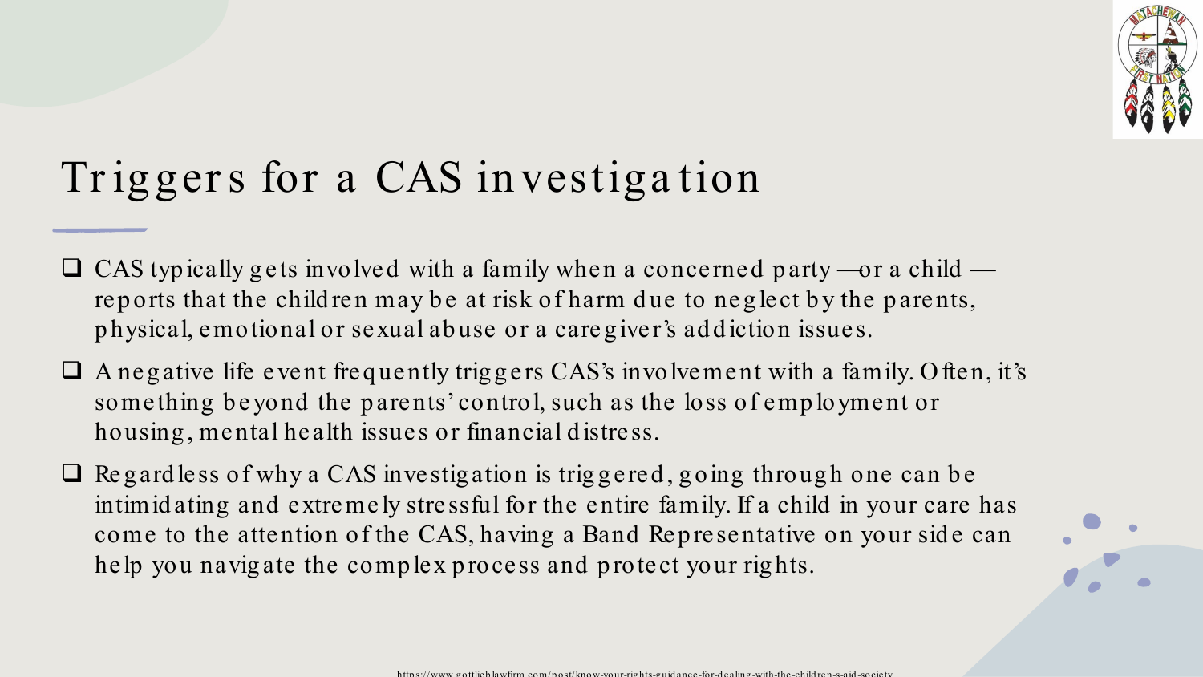# Triggers for a CAS investigation

- CAS typically gets involved with a family when a concerned party —or a child — reports that the children may be at risk of harm due to neglect by the parents, physical, emotional or sexual abuse or a caregiver's addiction issues.
- A negative life event frequently triggers CAS's involvement with a family. Often, it's something beyond the parents' control, such as the loss of employment or housing, mental health issues or financial distress.
- Regardless of why a CAS investigation is triggered, going through one can be intimidating and extremely stressful for the entire family. If a child in your care has come to the attention of the CAS, having a Band Representative on your side can help you navigate the complex process and protect your rights.

https://www.gottlieblawfirm.com/post/know-your-rights-guidance-for-dealing-with-the-children-s-aid-society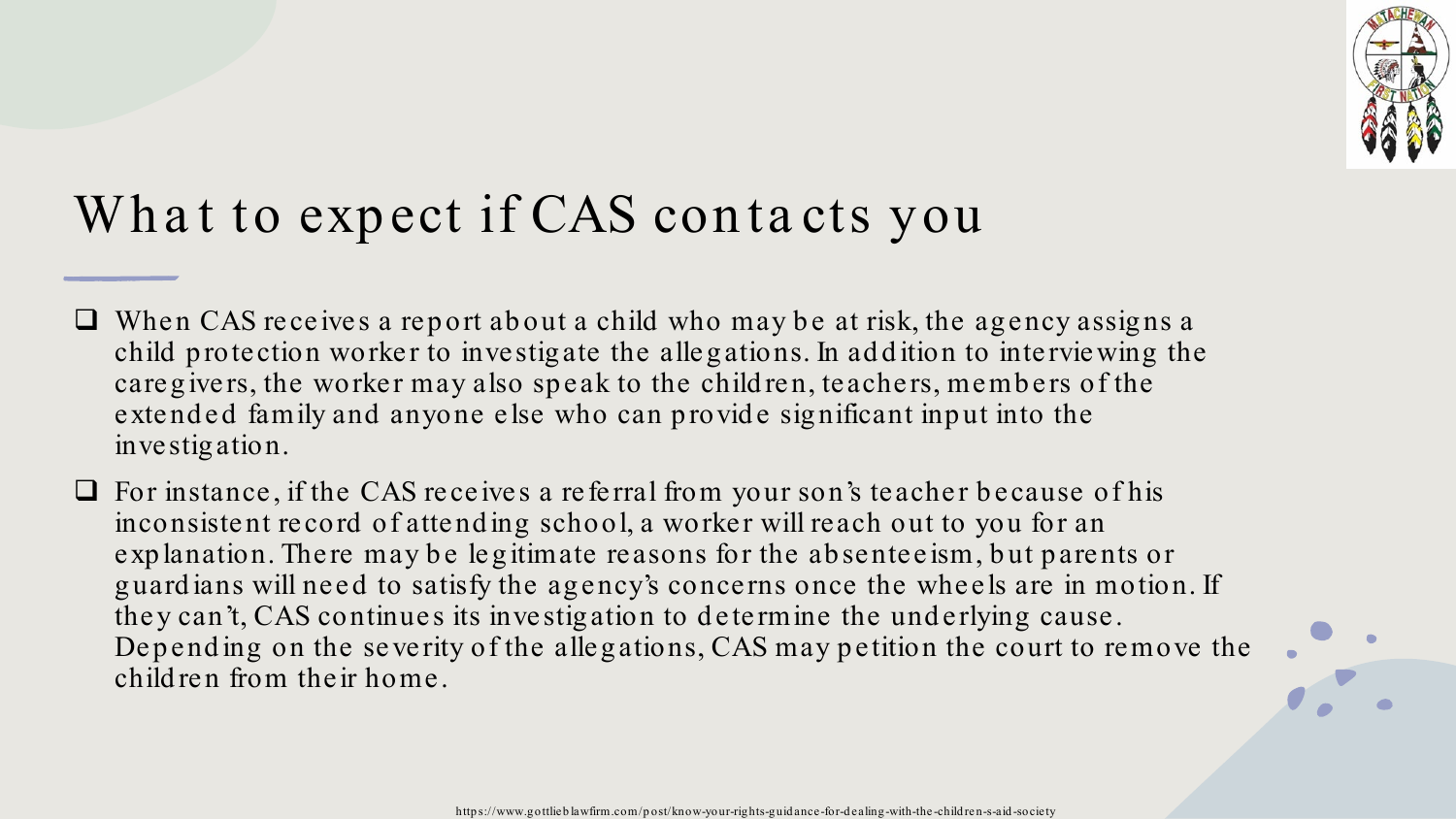# What to expect if CAS contacts you

- When CAS receives a report about a child who may be at risk, the agency assigns a child protection worker to investigate the allegations. In addition to interviewing the caregivers, the worker may also speak to the children, teachers, members of the extended family and anyone else who can provide significant input into the investigation.
- For instance, if the CAS receives a referral from your son's teacher because of his inconsistent record of attending school, a worker will reach out to you for an explanation. There may be legitimate reasons for the absenteeism, but parents or guardians will need to satisfy the agency's concerns once the wheels are in motion. If they can't, CAS continues its investigation to determine the underlying cause. Depending on the severity of the allegations, CAS may petition the court to remove the children from their home.

https://www.gottlieblawfirm.com/post/know-your-rights-guidance-for-dealing-with-the-children-s-aid-society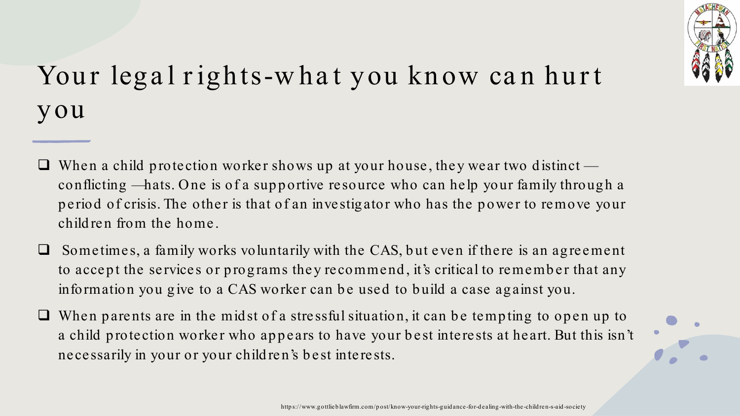# Your legal rights-what you know can hurt you

- When a child protection worker shows up at your house, they wear two distinct — conflicting —hats. One is of a supportive resource who can help your family through a period of crisis. The other is that of an investigator who has the power to remove your children from the home.
- Sometimes, a family works voluntarily with the CAS, but even if there is an agreement to accept the services or programs they recommend, it's critical to remember that any information you give to a CAS worker can be used to build a case against you.
- When parents are in the midst of a stressful situation, it can be tempting to open up to a child protection worker who appears to have your best interests at heart. But this isn't necessarily in your or your children's best interests.

https://www.gottlieblawfirm.com/post/know-your-rights-guidance-for-dealing-with-the-children-s-aid-society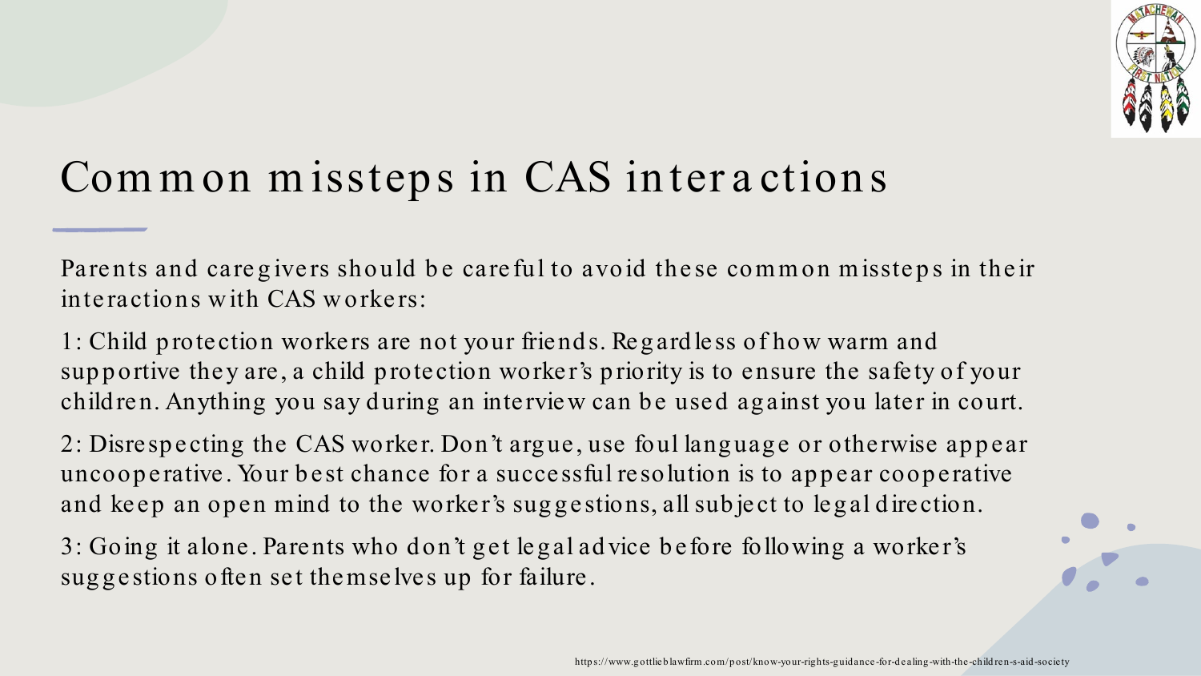# Common missteps in CAS interactions

Parents and caregivers should be careful to avoid these common missteps in their interactions with CAS workers:

1: Child protection workers are not your friends. Regardless of how warm and supportive they are, a child protection worker's priority is to ensure the safety of your children. Anything you say during an interview can be used against you later in court.

2: Disrespecting the CAS worker. Don't argue, use foul language or otherwise appear uncooperative. Your best chance for a successful resolution is to appear cooperative and keep an open mind to the worker's suggestions, all subject to legal direction.

3: Going it alone. Parents who don't get legal advice before following a worker's suggestions often set themselves up for failure.

https://www.gottlieblawfirm.com/post/know-your-rights-guidance-for-dealing-with-the-children-s-aid-society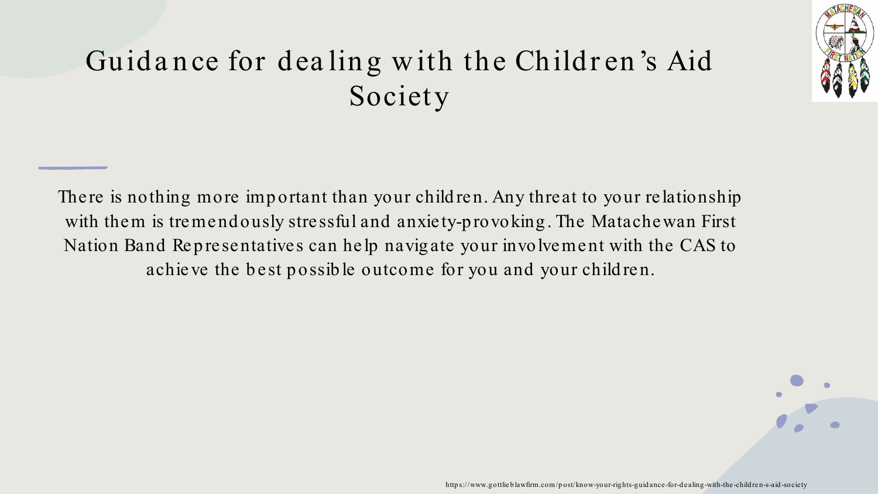# Guidance for dealing with the Children's Aid Society

There is nothing more important than your children. Any threat to your relationship with them is tremendously stressful and anxiety-provoking. The Matachewan First Nation Band Representatives can help navigate your involvement with the CAS to achieve the best possible outcome for you and your children.

https://www.gottlieblawfirm.com/post/know-your-rights-guidance-for-dealing-with-the-children-s-aid-society